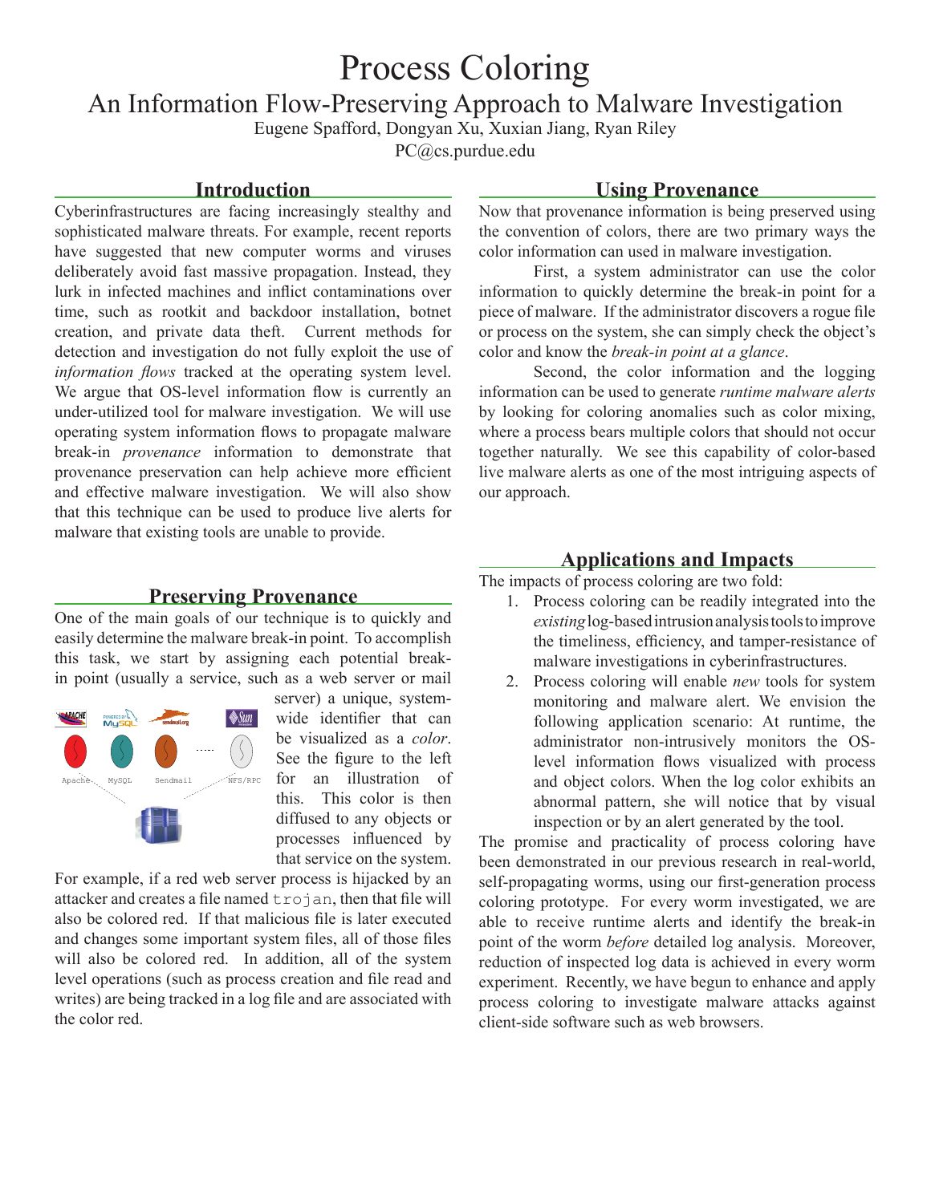# Process Coloring

## An Information Flow-Preserving Approach to Malware Investigation

Eugene Spafford, Dongyan Xu, Xuxian Jiang, Ryan Riley

PC@cs.purdue.edu

## Introduction

Cyberinfrastructures are facing increasingly stealthy and sophisticated malware threats. For example, recent reports have suggested that new computer worms and viruses deliberately avoid fast massive propagation. Instead, they lurk in infected machines and inflict contaminations over time, such as rootkit and backdoor installation, botnet creation, and private data theft. Current methods for detection and investigation do not fully exploit the use of *information flows* tracked at the operating system level. We argue that OS-level information flow is currently an under-utilized tool for malware investigation. We will use operating system information flows to propagate malware break-in *provenance* information to demonstrate that provenance preservation can help achieve more efficient and effective malware investigation. We will also show that this technique can be used to produce live alerts for malware that existing tools are unable to provide.

## Preserving Provenance

One of the main goals of our technique is to quickly and easily determine the malware break-in point. To accomplish this task, we start by assigning each potential break-in point (usually a service, such as a web server or mail server) a unique, system-wide identifier that can be visualized as a *color*. See the figure to the left for an illustration of this. This color is then diffused to any objects or processes influenced by that service on the system.

For example, if a red web server process is hijacked by an attacker and creates a file named `trojan`, then that file will also be colored red. If that malicious file is later executed and changes some important system files, all of those files will also be colored red. In addition, all of the system level operations (such as process creation and file read and writes) are being tracked in a log file and are associated with the color red.

## Using Provenance

Now that provenance information is being preserved using the convention of colors, there are two primary ways the color information can used in malware investigation.

First, a system administrator can use the color information to quickly determine the break-in point for a piece of malware. If the administrator discovers a rogue file or process on the system, she can simply check the object's color and know the *break-in point at a glance*.

Second, the color information and the logging information can be used to generate *runtime malware alerts* by looking for coloring anomalies such as color mixing, where a process bears multiple colors that should not occur together naturally. We see this capability of color-based live malware alerts as one of the most intriguing aspects of our approach.

## Applications and Impacts

The impacts of process coloring are two fold:

1. Process coloring can be readily integrated into the *existing* log-based intrusion analysis tools to improve the timeliness, efficiency, and tamper-resistance of malware investigations in cyberinfrastructures.
2. Process coloring will enable *new* tools for system monitoring and malware alert. We envision the following application scenario: At runtime, the administrator non-intrusively monitors the OS-level information flows visualized with process and object colors. When the log color exhibits an abnormal pattern, she will notice that by visual inspection or by an alert generated by the tool.

The promise and practicality of process coloring have been demonstrated in our previous research in real-world, self-propagating worms, using our first-generation process coloring prototype. For every worm investigated, we are able to receive runtime alerts and identify the break-in point of the worm *before* detailed log analysis. Moreover, reduction of inspected log data is achieved in every worm experiment. Recently, we have begun to enhance and apply process coloring to investigate malware attacks against client-side software such as web browsers.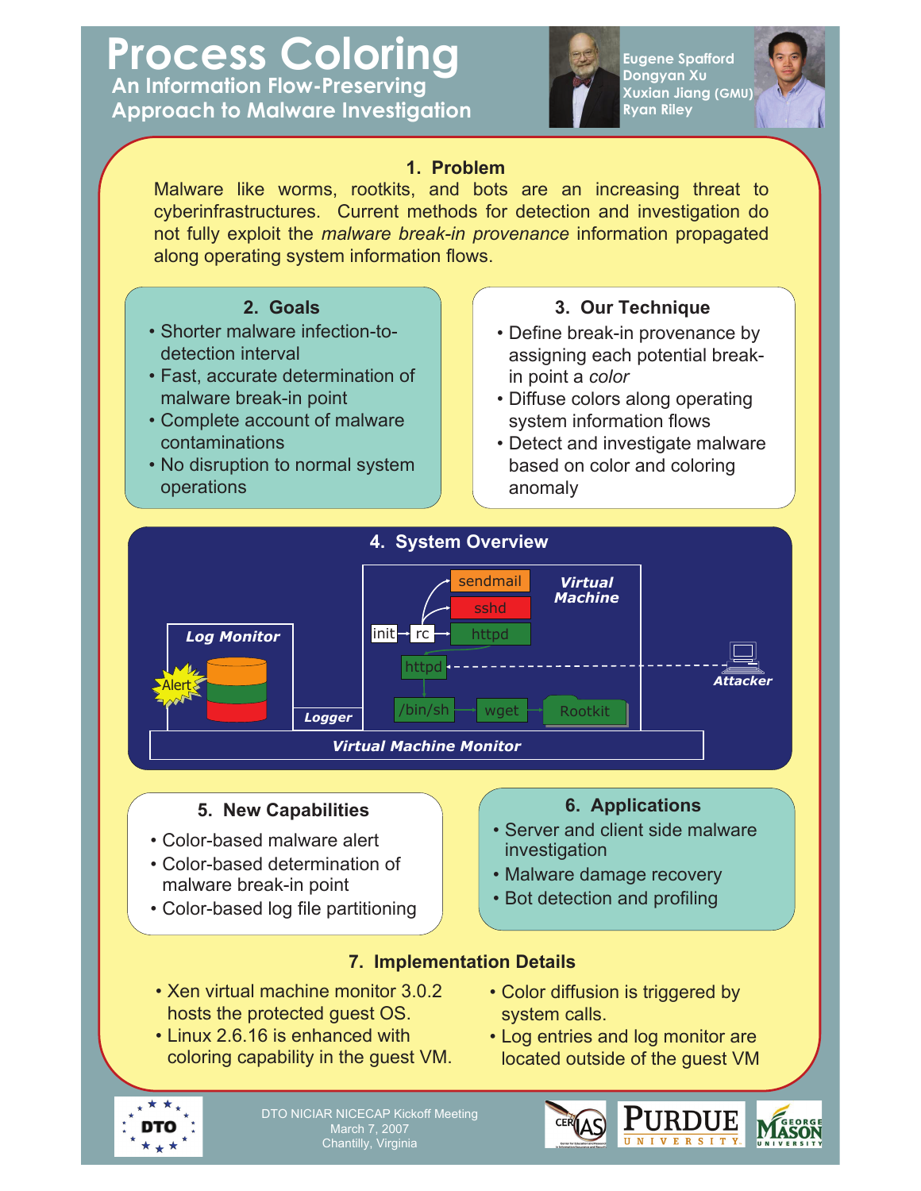# Process Coloring

## An Information Flow-Preserving Approach to Malware Investigation

Eugene Spafford
Dongyan Xu
Xuxian Jiang (GMU)
Ryan Riley

### 1. Problem

Malware like worms, rootkits, and bots are an increasing threat to cyberinfrastructures. Current methods for detection and investigation do not fully exploit the *malware break-in provenance* information propagated along operating system information flows.

### 2. Goals

- Shorter malware infection-to-detection interval
- Fast, accurate determination of malware break-in point
- Complete account of malware contaminations
- No disruption to normal system operations

### 3. Our Technique

- Define break-in provenance by assigning each potential break-in point a *color*
- Diffuse colors along operating system information flows
- Detect and investigate malware based on color and coloring anomaly

### 4. System Overview

Log Monitor
Alert
Logger
Virtual Machine
init
rc
sendmail
sshd
httpd
httpd
/bin/sh
wget
Rootkit
Attacker
Virtual Machine Monitor

### 5. New Capabilities

- Color-based malware alert
- Color-based determination of malware break-in point
- Color-based log file partitioning

### 6. Applications

- Server and client side malware investigation
- Malware damage recovery
- Bot detection and profiling

### 7. Implementation Details

- Xen virtual machine monitor 3.0.2 hosts the protected guest OS.
- Linux 2.6.16 is enhanced with coloring capability in the guest VM.
- Color diffusion is triggered by system calls.
- Log entries and log monitor are located outside of the guest VM

DTO NICIAR NICECAP Kickoff Meeting
March 7, 2007
Chantilly, Virginia